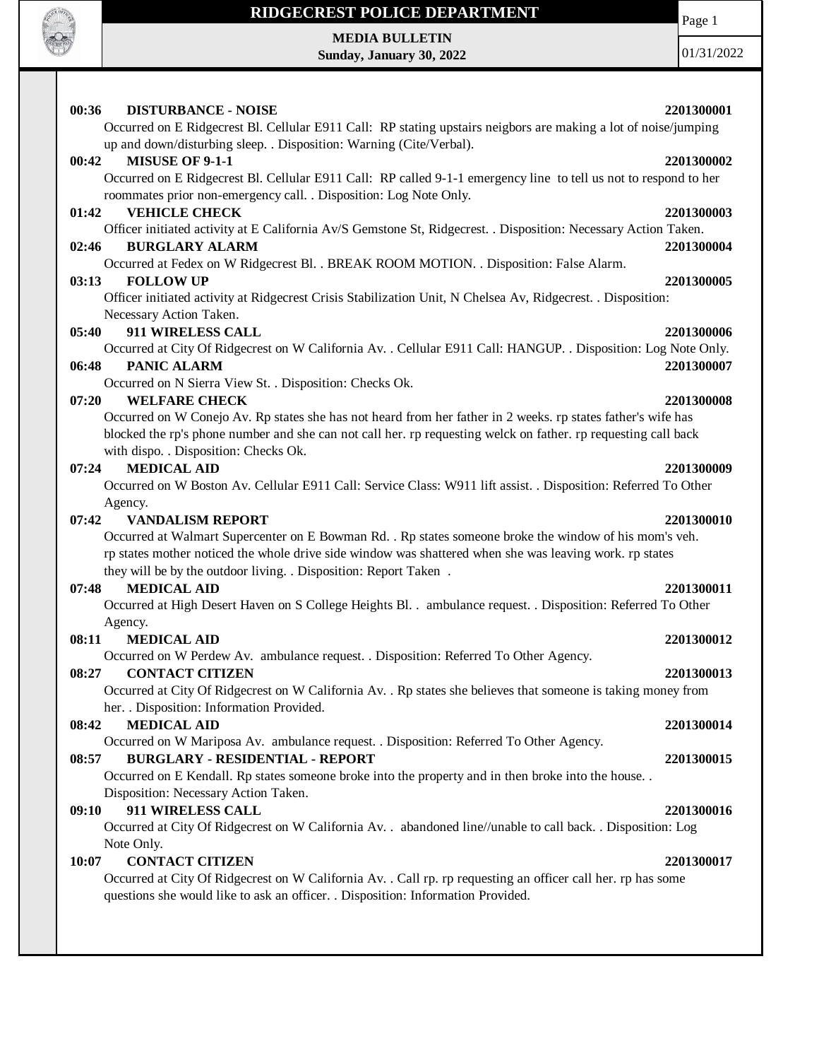# RIDGECREST POLICE DEPARTMENT

**MEDIA BULLETIN**
**Sunday, January 30, 2022**

01/31/2022

**00:36 DISTURBANCE - NOISE 2201300001**
Occurred on E Ridgecrest Bl. Cellular E911 Call: RP stating upstairs neigbors are making a lot of noise/jumping up and down/disturbing sleep. . Disposition: Warning (Cite/Verbal).

**00:42 MISUSE OF 9-1-1 2201300002**
Occurred on E Ridgecrest Bl. Cellular E911 Call: RP called 9-1-1 emergency line to tell us not to respond to her roommates prior non-emergency call. . Disposition: Log Note Only.

**01:42 VEHICLE CHECK 2201300003**
Officer initiated activity at E California Av/S Gemstone St, Ridgecrest. . Disposition: Necessary Action Taken.

**02:46 BURGLARY ALARM 2201300004**
Occurred at Fedex on W Ridgecrest Bl. . BREAK ROOM MOTION. . Disposition: False Alarm.

**03:13 FOLLOW UP 2201300005**
Officer initiated activity at Ridgecrest Crisis Stabilization Unit, N Chelsea Av, Ridgecrest. . Disposition: Necessary Action Taken.

**05:40 911 WIRELESS CALL 2201300006**
Occurred at City Of Ridgecrest on W California Av. . Cellular E911 Call: HANGUP. . Disposition: Log Note Only.

**06:48 PANIC ALARM 2201300007**
Occurred on N Sierra View St. . Disposition: Checks Ok.

**07:20 WELFARE CHECK 2201300008**
Occurred on W Conejo Av. Rp states she has not heard from her father in 2 weeks. rp states father's wife has blocked the rp's phone number and she can not call her. rp requesting welck on father. rp requesting call back with dispo. . Disposition: Checks Ok.

**07:24 MEDICAL AID 2201300009**
Occurred on W Boston Av. Cellular E911 Call: Service Class: W911 lift assist. . Disposition: Referred To Other Agency.

**07:42 VANDALISM REPORT 2201300010**
Occurred at Walmart Supercenter on E Bowman Rd. . Rp states someone broke the window of his mom's veh. rp states mother noticed the whole drive side window was shattered when she was leaving work. rp states they will be by the outdoor living. . Disposition: Report Taken .

**07:48 MEDICAL AID 2201300011**
Occurred at High Desert Haven on S College Heights Bl. . ambulance request. . Disposition: Referred To Other Agency.

**08:11 MEDICAL AID 2201300012**
Occurred on W Perdew Av. ambulance request. . Disposition: Referred To Other Agency.

**08:27 CONTACT CITIZEN 2201300013**
Occurred at City Of Ridgecrest on W California Av. . Rp states she believes that someone is taking money from her. . Disposition: Information Provided.

**08:42 MEDICAL AID 2201300014**
Occurred on W Mariposa Av. ambulance request. . Disposition: Referred To Other Agency.

**08:57 BURGLARY - RESIDENTIAL - REPORT 2201300015**
Occurred on E Kendall. Rp states someone broke into the property and in then broke into the house. . Disposition: Necessary Action Taken.

**09:10 911 WIRELESS CALL 2201300016**
Occurred at City Of Ridgecrest on W California Av. . abandoned line//unable to call back. . Disposition: Log Note Only.

**10:07 CONTACT CITIZEN 2201300017**
Occurred at City Of Ridgecrest on W California Av. . Call rp. rp requesting an officer call her. rp has some questions she would like to ask an officer. . Disposition: Information Provided.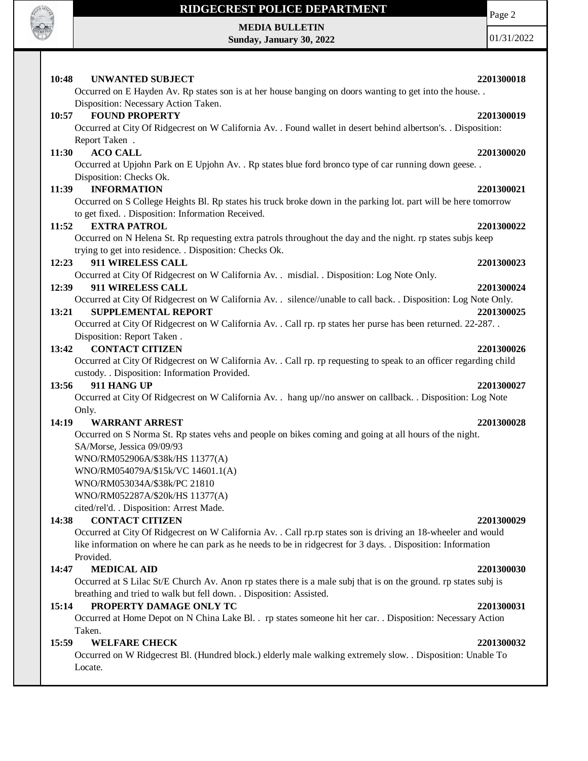**10:48 UNWANTED SUBJECT 2201300018**

Occurred on E Hayden Av. Rp states son is at her house banging on doors wanting to get into the house. . Disposition: Necessary Action Taken.

**10:57 FOUND PROPERTY 2201300019**

Occurred at City Of Ridgecrest on W California Av. . Found wallet in desert behind albertson's. . Disposition: Report Taken .

**11:30 ACO CALL 2201300020**

Occurred at Upjohn Park on E Upjohn Av. . Rp states blue ford bronco type of car running down geese. . Disposition: Checks Ok.

**11:39 INFORMATION 2201300021**

Occurred on S College Heights Bl. Rp states his truck broke down in the parking lot. part will be here tomorrow to get fixed. . Disposition: Information Received.

**11:52 EXTRA PATROL 2201300022**

Occurred on N Helena St. Rp requesting extra patrols throughout the day and the night. rp states subjs keep trying to get into residence. . Disposition: Checks Ok.

**12:23 911 WIRELESS CALL 2201300023**

Occurred at City Of Ridgecrest on W California Av. . misdial. . Disposition: Log Note Only.

**12:39 911 WIRELESS CALL 2201300024**

Occurred at City Of Ridgecrest on W California Av. . silence//unable to call back. . Disposition: Log Note Only.

**13:21 SUPPLEMENTAL REPORT 2201300025**

Occurred at City Of Ridgecrest on W California Av. . Call rp. rp states her purse has been returned. 22-287. . Disposition: Report Taken .

**13:42 CONTACT CITIZEN 2201300026**

Occurred at City Of Ridgecrest on W California Av. . Call rp. rp requesting to speak to an officer regarding child custody. . Disposition: Information Provided.

**13:56 911 HANG UP 2201300027**

Occurred at City Of Ridgecrest on W California Av. . hang up//no answer on callback. . Disposition: Log Note Only.

**14:19 WARRANT ARREST 2201300028**

Occurred on S Norma St. Rp states vehs and people on bikes coming and going at all hours of the night.
SA/Morse, Jessica 09/09/93
WNO/RM052906A/$38k/HS 11377(A)
WNO/RM054079A/$15k/VC 14601.1(A)
WNO/RM053034A/$38k/PC 21810
WNO/RM052287A/$20k/HS 11377(A)
cited/rel'd. . Disposition: Arrest Made.

**14:38 CONTACT CITIZEN 2201300029**

Occurred at City Of Ridgecrest on W California Av. . Call rp.rp states son is driving an 18-wheeler and would like information on where he can park as he needs to be in ridgecrest for 3 days. . Disposition: Information Provided.

**14:47 MEDICAL AID 2201300030**

Occurred at S Lilac St/E Church Av. Anon rp states there is a male subj that is on the ground. rp states subj is breathing and tried to walk but fell down. . Disposition: Assisted.

**15:14 PROPERTY DAMAGE ONLY TC 2201300031**

Occurred at Home Depot on N China Lake Bl. . rp states someone hit her car. . Disposition: Necessary Action Taken.

**15:59 WELFARE CHECK 2201300032**

Occurred on W Ridgecrest Bl. (Hundred block.) elderly male walking extremely slow. . Disposition: Unable To Locate.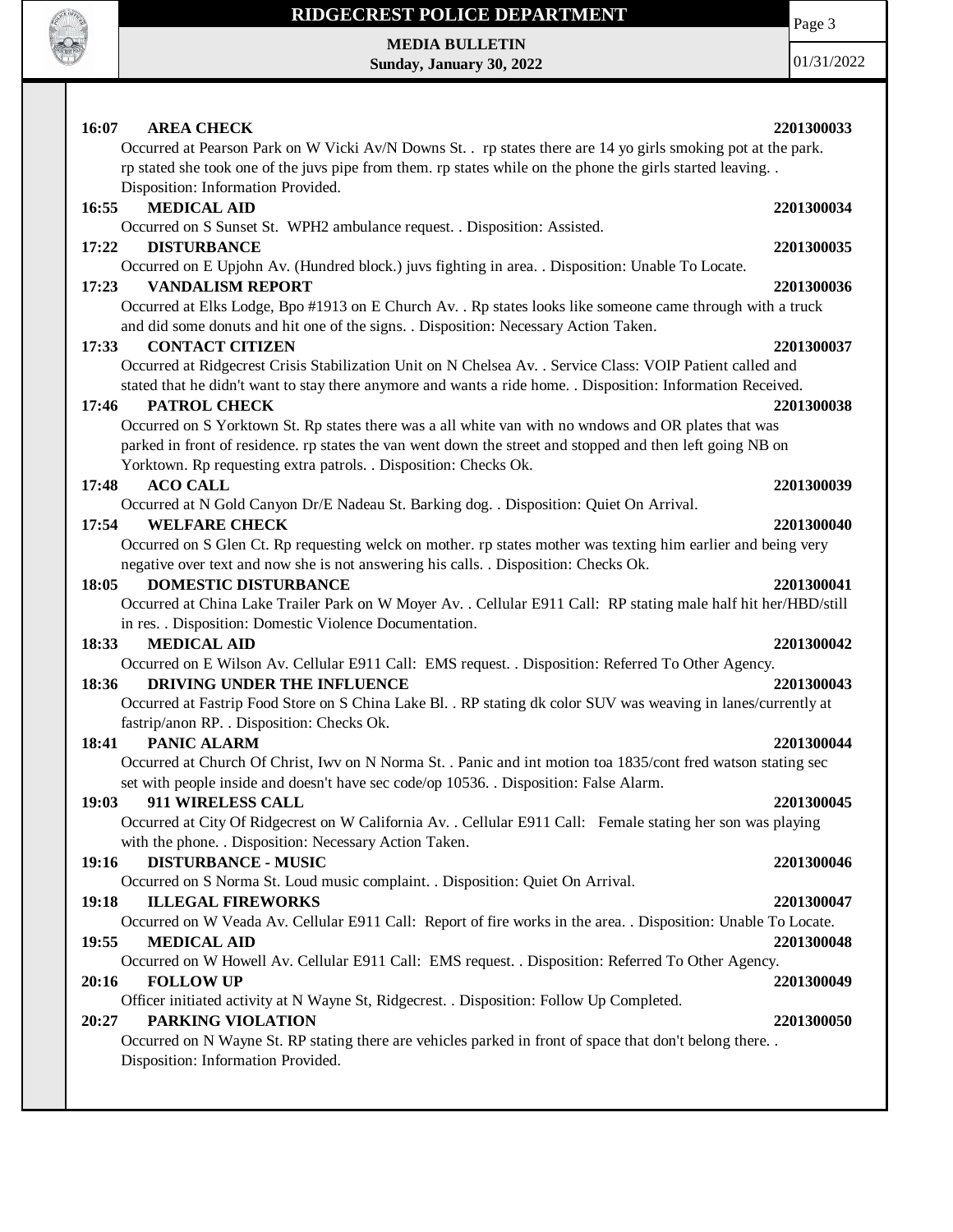**16:07 AREA CHECK 2201300033**

Occurred at Pearson Park on W Vicki Av/N Downs St. . rp states there are 14 yo girls smoking pot at the park. rp stated she took one of the juvs pipe from them. rp states while on the phone the girls started leaving. . Disposition: Information Provided.

**16:55 MEDICAL AID 2201300034**

Occurred on S Sunset St. WPH2 ambulance request. . Disposition: Assisted.

**17:22 DISTURBANCE 2201300035**

Occurred on E Upjohn Av. (Hundred block.) juvs fighting in area. . Disposition: Unable To Locate.

**17:23 VANDALISM REPORT 2201300036**

Occurred at Elks Lodge, Bpo #1913 on E Church Av. . Rp states looks like someone came through with a truck and did some donuts and hit one of the signs. . Disposition: Necessary Action Taken.

**17:33 CONTACT CITIZEN 2201300037**

Occurred at Ridgecrest Crisis Stabilization Unit on N Chelsea Av. . Service Class: VOIP Patient called and stated that he didn't want to stay there anymore and wants a ride home. . Disposition: Information Received.

**17:46 PATROL CHECK 2201300038**

Occurred on S Yorktown St. Rp states there was a all white van with no wndows and OR plates that was parked in front of residence. rp states the van went down the street and stopped and then left going NB on Yorktown. Rp requesting extra patrols. . Disposition: Checks Ok.

**17:48 ACO CALL 2201300039**

Occurred at N Gold Canyon Dr/E Nadeau St. Barking dog. . Disposition: Quiet On Arrival.

**17:54 WELFARE CHECK 2201300040**

Occurred on S Glen Ct. Rp requesting welck on mother. rp states mother was texting him earlier and being very negative over text and now she is not answering his calls. . Disposition: Checks Ok.

**18:05 DOMESTIC DISTURBANCE 2201300041**

Occurred at China Lake Trailer Park on W Moyer Av. . Cellular E911 Call: RP stating male half hit her/HBD/still in res. . Disposition: Domestic Violence Documentation.

**18:33 MEDICAL AID 2201300042**

Occurred on E Wilson Av. Cellular E911 Call: EMS request. . Disposition: Referred To Other Agency.

**18:36 DRIVING UNDER THE INFLUENCE 2201300043**

Occurred at Fastrip Food Store on S China Lake Bl. . RP stating dk color SUV was weaving in lanes/currently at fastrip/anon RP. . Disposition: Checks Ok.

**18:41 PANIC ALARM 2201300044**

Occurred at Church Of Christ, Iwv on N Norma St. . Panic and int motion toa 1835/cont fred watson stating sec set with people inside and doesn't have sec code/op 10536. . Disposition: False Alarm.

**19:03 911 WIRELESS CALL 2201300045**

Occurred at City Of Ridgecrest on W California Av. . Cellular E911 Call: Female stating her son was playing with the phone. . Disposition: Necessary Action Taken.

**19:16 DISTURBANCE - MUSIC 2201300046**

Occurred on S Norma St. Loud music complaint. . Disposition: Quiet On Arrival.

**19:18 ILLEGAL FIREWORKS 2201300047**

Occurred on W Veada Av. Cellular E911 Call: Report of fire works in the area. . Disposition: Unable To Locate.

**19:55 MEDICAL AID 2201300048**

Occurred on W Howell Av. Cellular E911 Call: EMS request. . Disposition: Referred To Other Agency.

**20:16 FOLLOW UP 2201300049**

Officer initiated activity at N Wayne St, Ridgecrest. . Disposition: Follow Up Completed.

**20:27 PARKING VIOLATION 2201300050**

Occurred on N Wayne St. RP stating there are vehicles parked in front of space that don't belong there. . Disposition: Information Provided.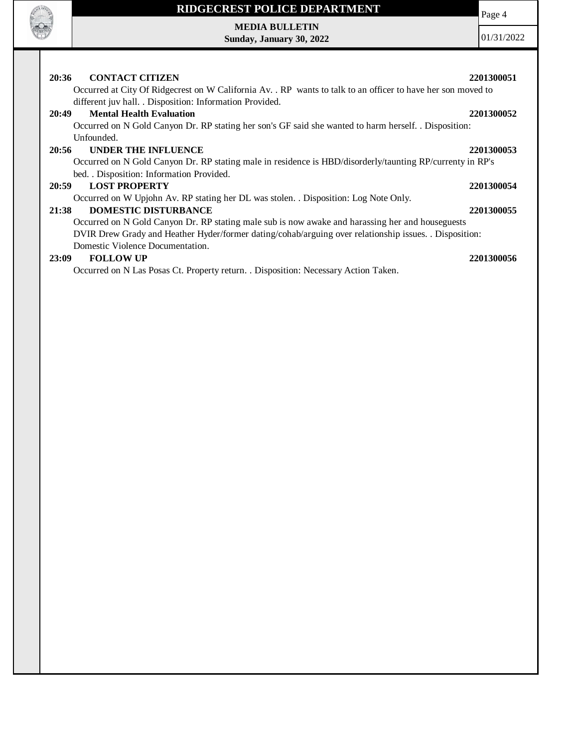**20:36 CONTACT CITIZEN** **2201300051**

Occurred at City Of Ridgecrest on W California Av. . RP wants to talk to an officer to have her son moved to different juv hall. . Disposition: Information Provided.

**20:49 Mental Health Evaluation** **2201300052**

Occurred on N Gold Canyon Dr. RP stating her son's GF said she wanted to harm herself. . Disposition: Unfounded.

**20:56 UNDER THE INFLUENCE** **2201300053**

Occurred on N Gold Canyon Dr. RP stating male in residence is HBD/disorderly/taunting RP/currenty in RP's bed. . Disposition: Information Provided.

**20:59 LOST PROPERTY** **2201300054**

Occurred on W Upjohn Av. RP stating her DL was stolen. . Disposition: Log Note Only.

**21:38 DOMESTIC DISTURBANCE** **2201300055**

Occurred on N Gold Canyon Dr. RP stating male sub is now awake and harassing her and houseguests DVIR Drew Grady and Heather Hyder/former dating/cohab/arguing over relationship issues. . Disposition: Domestic Violence Documentation.

**23:09 FOLLOW UP** **2201300056**

Occurred on N Las Posas Ct. Property return. . Disposition: Necessary Action Taken.